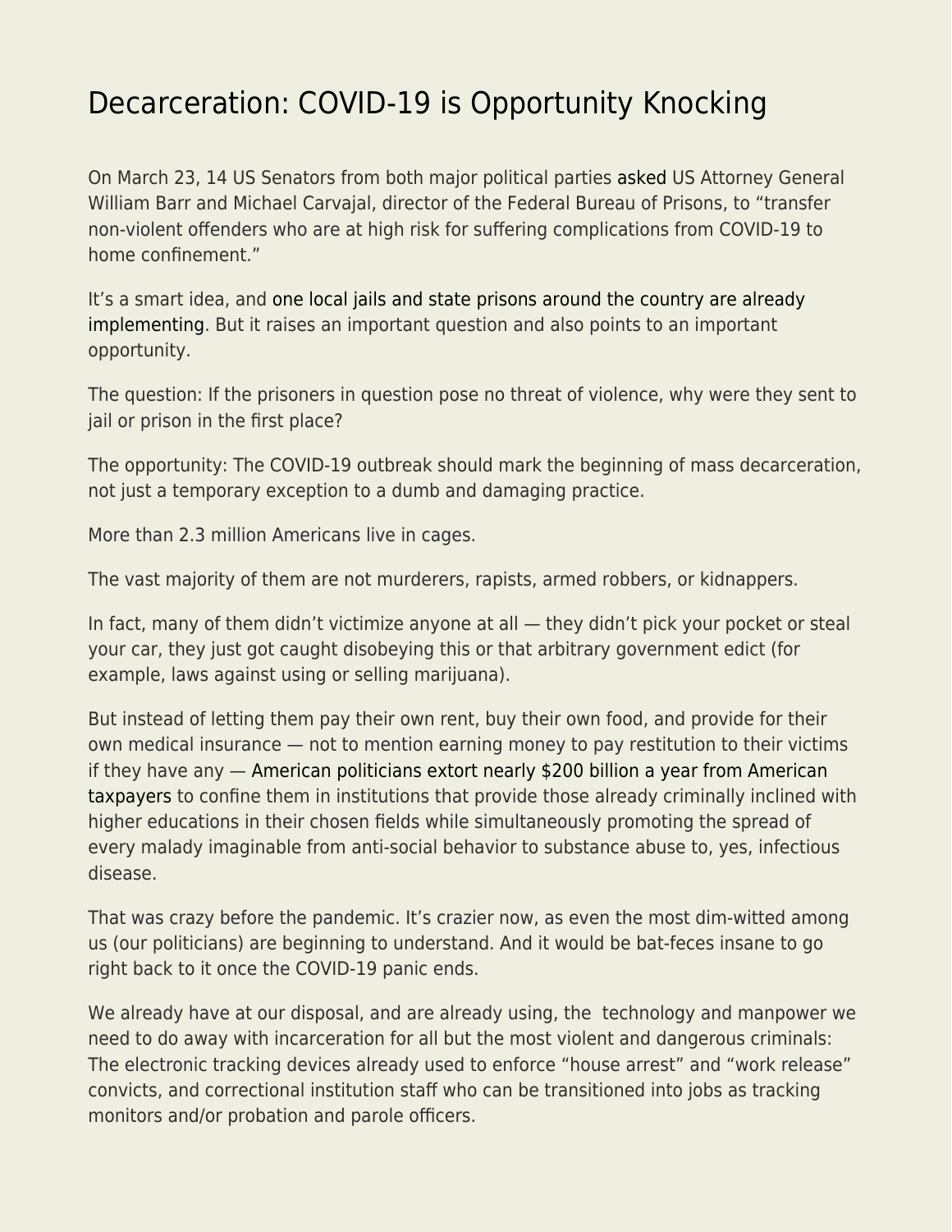# Decarceration: COVID-19 is Opportunity Knocking

On March 23, 14 US Senators from both major political parties asked US Attorney General William Barr and Michael Carvajal, director of the Federal Bureau of Prisons, to "transfer non-violent offenders who are at high risk for suffering complications from COVID-19 to home confinement."

It's a smart idea, and one local jails and state prisons around the country are already implementing. But it raises an important question and also points to an important opportunity.

The question: If the prisoners in question pose no threat of violence, why were they sent to jail or prison in the first place?

The opportunity: The COVID-19 outbreak should mark the beginning of mass decarceration, not just a temporary exception to a dumb and damaging practice.

More than 2.3 million Americans live in cages.

The vast majority of them are not murderers, rapists, armed robbers, or kidnappers.

In fact, many of them didn't victimize anyone at all — they didn't pick your pocket or steal your car, they just got caught disobeying this or that arbitrary government edict (for example, laws against using or selling marijuana).

But instead of letting them pay their own rent, buy their own food, and provide for their own medical insurance — not to mention earning money to pay restitution to their victims if they have any — American politicians extort nearly $200 billion a year from American taxpayers to confine them in institutions that provide those already criminally inclined with higher educations in their chosen fields while simultaneously promoting the spread of every malady imaginable from anti-social behavior to substance abuse to, yes, infectious disease.

That was crazy before the pandemic. It's crazier now, as even the most dim-witted among us (our politicians) are beginning to understand. And it would be bat-feces insane to go right back to it once the COVID-19 panic ends.

We already have at our disposal, and are already using, the technology and manpower we need to do away with incarceration for all but the most violent and dangerous criminals: The electronic tracking devices already used to enforce "house arrest" and "work release" convicts, and correctional institution staff who can be transitioned into jobs as tracking monitors and/or probation and parole officers.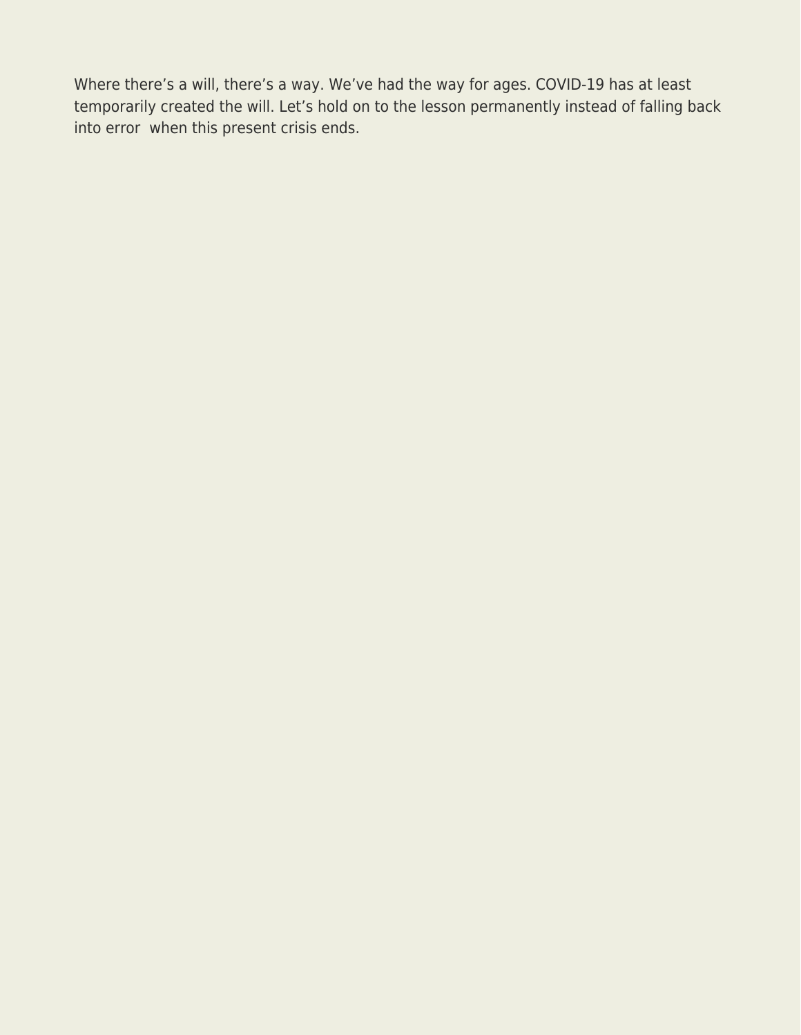Where there's a will, there's a way. We've had the way for ages. COVID-19 has at least temporarily created the will. Let's hold on to the lesson permanently instead of falling back into error  when this present crisis ends.